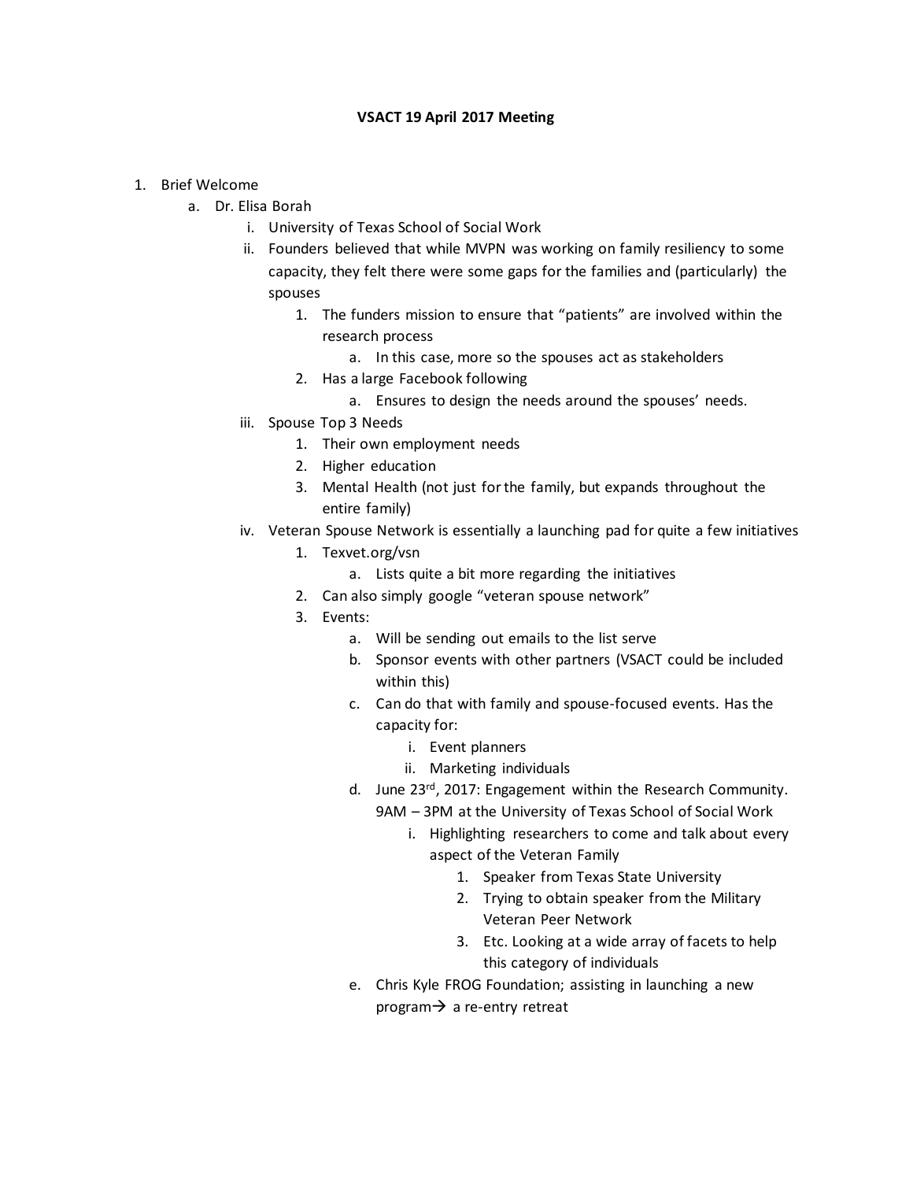**VSACT 19 April 2017 Meeting**

1. Brief Welcome
    a. Dr. Elisa Borah
        i. University of Texas School of Social Work
        ii. Founders believed that while MVPN was working on family resiliency to some capacity, they felt there were some gaps for the families and (particularly) the spouses
            1. The funders mission to ensure that "patients" are involved within the research process
                a. In this case, more so the spouses act as stakeholders
            2. Has a large Facebook following
                a. Ensures to design the needs around the spouses' needs.
        iii. Spouse Top 3 Needs
            1. Their own employment needs
            2. Higher education
            3. Mental Health (not just for the family, but expands throughout the entire family)
        iv. Veteran Spouse Network is essentially a launching pad for quite a few initiatives
            1. Texvet.org/vsn
                a. Lists quite a bit more regarding the initiatives
            2. Can also simply google "veteran spouse network"
            3. Events:
                a. Will be sending out emails to the list serve
                b. Sponsor events with other partners (VSACT could be included within this)
                c. Can do that with family and spouse-focused events. Has the capacity for:
                    i. Event planners
                    ii. Marketing individuals
                d. June 23rd, 2017: Engagement within the Research Community. 9AM – 3PM at the University of Texas School of Social Work
                    i. Highlighting researchers to come and talk about every aspect of the Veteran Family
                        1. Speaker from Texas State University
                        2. Trying to obtain speaker from the Military Veteran Peer Network
                        3. Etc. Looking at a wide array of facets to help this category of individuals
                e. Chris Kyle FROG Foundation; assisting in launching a new program→ a re-entry retreat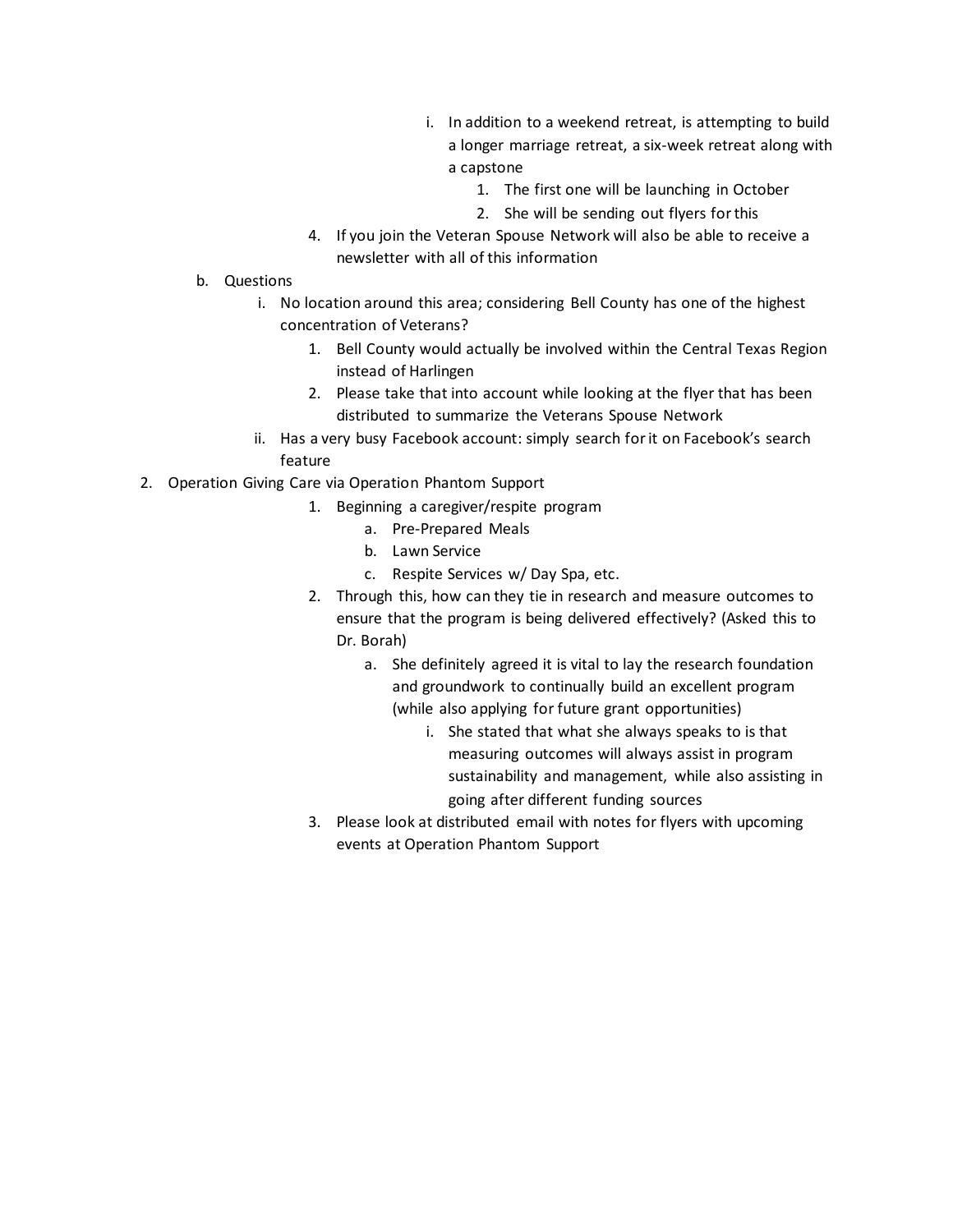i. In addition to a weekend retreat, is attempting to build a longer marriage retreat, a six-week retreat along with a capstone
                1. The first one will be launching in October
                2. She will be sending out flyers for this
        4. If you join the Veteran Spouse Network will also be able to receive a newsletter with all of this information
   b. Questions
      i. No location around this area; considering Bell County has one of the highest concentration of Veterans?
         1. Bell County would actually be involved within the Central Texas Region instead of Harlingen
         2. Please take that into account while looking at the flyer that has been distributed to summarize the Veterans Spouse Network
      ii. Has a very busy Facebook account: simply search for it on Facebook's search feature

2. Operation Giving Care via Operation Phantom Support
        1. Beginning a caregiver/respite program
           a. Pre-Prepared Meals
           b. Lawn Service
           c. Respite Services w/ Day Spa, etc.
        2. Through this, how can they tie in research and measure outcomes to ensure that the program is being delivered effectively? (Asked this to Dr. Borah)
           a. She definitely agreed it is vital to lay the research foundation and groundwork to continually build an excellent program (while also applying for future grant opportunities)
              i. She stated that what she always speaks to is that measuring outcomes will always assist in program sustainability and management, while also assisting in going after different funding sources
        3. Please look at distributed email with notes for flyers with upcoming events at Operation Phantom Support